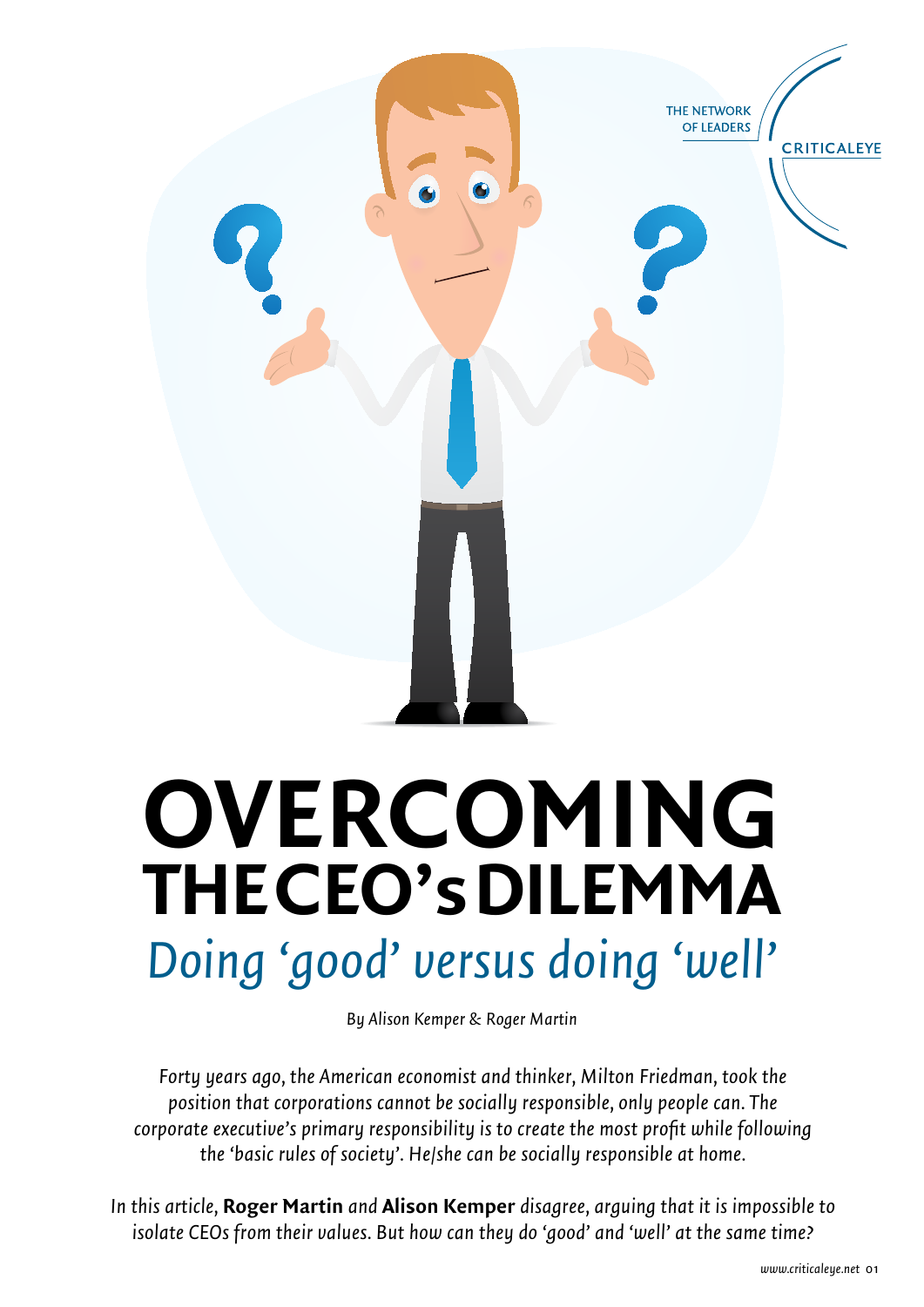# OVERCOMING THE CEO's DILEMMA

## *Doing 'good' versus doing 'well'*

By Alison Kemper & Roger Martin

*Forty years ago, the American economist and thinker, Milton Friedman, took the position that corporations cannot be socially responsible, only people can. The corporate executive's primary responsibility is to create the most profit while following the 'basic rules of society'. He/she can be socially responsible at home.*

*In this article,* **Roger Martin** *and* **Alison Kemper** *disagree, arguing that it is impossible to isolate CEOs from their values. But how can they do 'good' and 'well' at the same time?*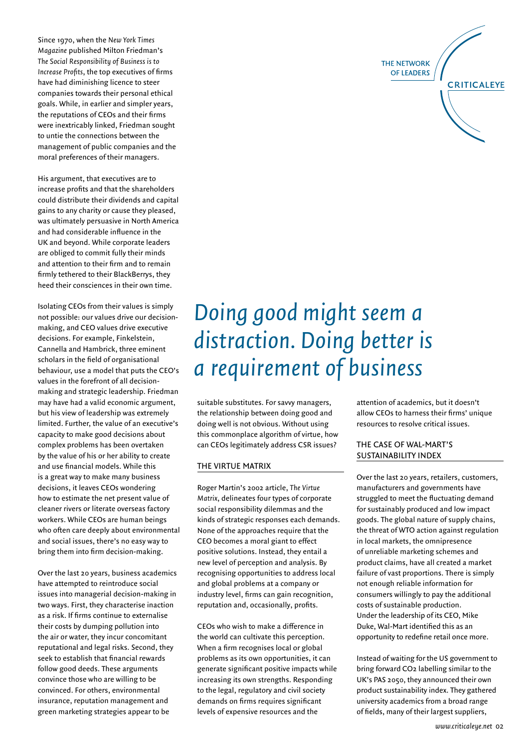Since 1970, when the *New York Times Magazine* published Milton Friedman's *The Social Responsibility of Business is to Increase Profits*, the top executives of firms have had diminishing licence to steer companies towards their personal ethical goals. While, in earlier and simpler years, the reputations of CEOs and their firms were inextricably linked, Friedman sought to untie the connections between the management of public companies and the moral preferences of their managers.

His argument, that executives are to increase profits and that the shareholders could distribute their dividends and capital gains to any charity or cause they pleased, was ultimately persuasive in North America and had considerable influence in the UK and beyond. While corporate leaders are obliged to commit fully their minds and attention to their firm and to remain firmly tethered to their BlackBerrys, they heed their consciences in their own time.

Isolating CEOs from their values is simply not possible: our values drive our decision-making, and CEO values drive executive decisions. For example, Finkelstein, Cannella and Hambrick, three eminent scholars in the field of organisational behaviour, use a model that puts the CEO's values in the forefront of all decision-making and strategic leadership. Friedman may have had a valid economic argument, but his view of leadership was extremely limited. Further, the value of an executive's capacity to make good decisions about complex problems has been overtaken by the value of his or her ability to create and use financial models. While this is a great way to make many business decisions, it leaves CEOs wondering how to estimate the net present value of cleaner rivers or literate overseas factory workers. While CEOs are human beings who often care deeply about environmental and social issues, there's no easy way to bring them into firm decision-making.

Over the last 20 years, business academics have attempted to reintroduce social issues into managerial decision-making in two ways. First, they characterise inaction as a risk. If firms continue to externalise their costs by dumping pollution into the air or water, they incur concomitant reputational and legal risks. Second, they seek to establish that financial rewards follow good deeds. These arguments convince those who are willing to be convinced. For others, environmental insurance, reputation management and green marketing strategies appear to be suitable substitutes. For savvy managers, the relationship between doing good and doing well is not obvious. Without using this commonplace algorithm of virtue, how can CEOs legitimately address CSR issues?

# Doing good might seem a distraction. Doing better is a requirement of business

## THE VIRTUE MATRIX

Roger Martin's 2002 article, *The Virtue Matrix*, delineates four types of corporate social responsibility dilemmas and the kinds of strategic responses each demands. None of the approaches require that the CEO becomes a moral giant to effect positive solutions. Instead, they entail a new level of perception and analysis. By recognising opportunities to address local and global problems at a company or industry level, firms can gain recognition, reputation and, occasionally, profits.

CEOs who wish to make a difference in the world can cultivate this perception. When a firm recognises local or global problems as its own opportunities, it can generate significant positive impacts while increasing its own strengths. Responding to the legal, regulatory and civil society demands on firms requires significant levels of expensive resources and the attention of academics, but it doesn't allow CEOs to harness their firms' unique resources to resolve critical issues.

## THE CASE OF WAL-MART'S SUSTAINABILITY INDEX

Over the last 20 years, retailers, customers, manufacturers and governments have struggled to meet the fluctuating demand for sustainably produced and low impact goods. The global nature of supply chains, the threat of WTO action against regulation in local markets, the omnipresence of unreliable marketing schemes and product claims, have all created a market failure of vast proportions. There is simply not enough reliable information for consumers willingly to pay the additional costs of sustainable production. Under the leadership of its CEO, Mike Duke, Wal-Mart identified this as an opportunity to redefine retail once more.

Instead of waiting for the US government to bring forward $CO_2$ labelling similar to the UK's PAS 2050, they announced their own product sustainability index. They gathered university academics from a broad range of fields, many of their largest suppliers,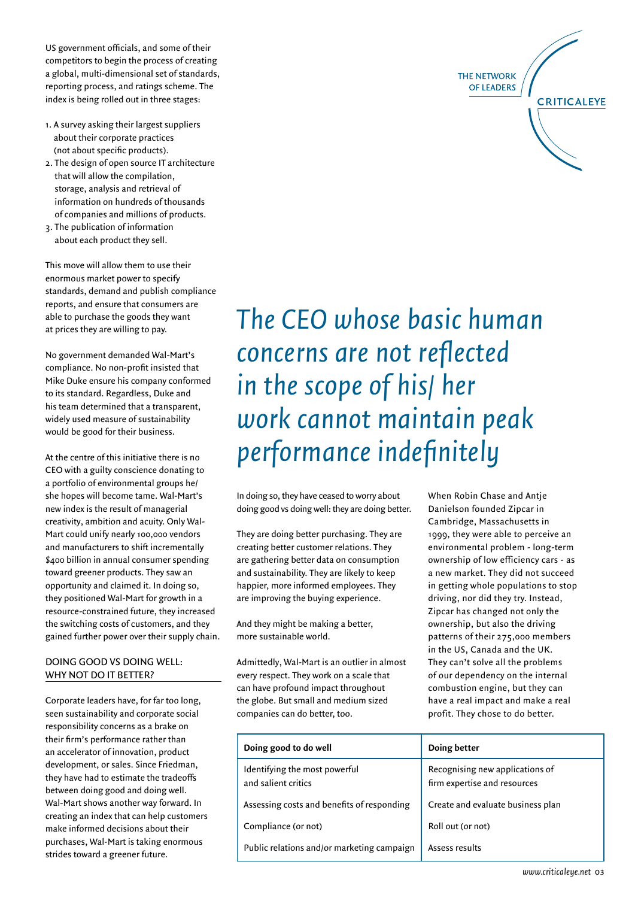US government officials, and some of their competitors to begin the process of creating a global, multi-dimensional set of standards, reporting process, and ratings scheme. The index is being rolled out in three stages:

1. A survey asking their largest suppliers about their corporate practices (not about specific products).
2. The design of open source IT architecture that will allow the compilation, storage, analysis and retrieval of information on hundreds of thousands of companies and millions of products.
3. The publication of information about each product they sell.

This move will allow them to use their enormous market power to specify standards, demand and publish compliance reports, and ensure that consumers are able to purchase the goods they want at prices they are willing to pay.

No government demanded Wal-Mart's compliance. No non-profit insisted that Mike Duke ensure his company conformed to its standard. Regardless, Duke and his team determined that a transparent, widely used measure of sustainability would be good for their business.

At the centre of this initiative there is no CEO with a guilty conscience donating to a portfolio of environmental groups he/she hopes will become tame. Wal-Mart's new index is the result of managerial creativity, ambition and acuity. Only Wal-Mart could unify nearly 100,000 vendors and manufacturers to shift incrementally $400 billion in annual consumer spending toward greener products. They saw an opportunity and claimed it. In doing so, they positioned Wal-Mart for growth in a resource-constrained future, they increased the switching costs of customers, and they gained further power over their supply chain.

## DOING GOOD VS DOING WELL: WHY NOT DO IT BETTER?

Corporate leaders have, for far too long, seen sustainability and corporate social responsibility concerns as a brake on their firm's performance rather than an accelerator of innovation, product development, or sales. Since Friedman, they have had to estimate the tradeoffs between doing good and doing well. Wal-Mart shows another way forward. In creating an index that can help customers make informed decisions about their purchases, Wal-Mart is taking enormous strides toward a greener future.

*The CEO whose basic human concerns are not reflected in the scope of his/ her work cannot maintain peak performance indefinitely*

In doing so, they have ceased to worry about doing good vs doing well: they are doing better.

They are doing better purchasing. They are creating better customer relations. They are gathering better data on consumption and sustainability. They are likely to keep happier, more informed employees. They are improving the buying experience.

And they might be making a better, more sustainable world.

Admittedly, Wal-Mart is an outlier in almost every respect. They work on a scale that can have profound impact throughout the globe. But small and medium sized companies can do better, too.

When Robin Chase and Antje Danielson founded Zipcar in Cambridge, Massachusetts in 1999, they were able to perceive an environmental problem - long-term ownership of low efficiency cars - as a new market. They did not succeed in getting whole populations to stop driving, nor did they try. Instead, Zipcar has changed not only the ownership, but also the driving patterns of their 275,000 members in the US, Canada and the UK. They can't solve all the problems of our dependency on the internal combustion engine, but they can have a real impact and make a real profit. They chose to do better.

| Doing good to do well | Doing better |
|---|---|
| Identifying the most powerful and salient critics | Recognising new applications of firm expertise and resources |
| Assessing costs and benefits of responding | Create and evaluate business plan |
| Compliance (or not) | Roll out (or not) |
| Public relations and/or marketing campaign | Assess results |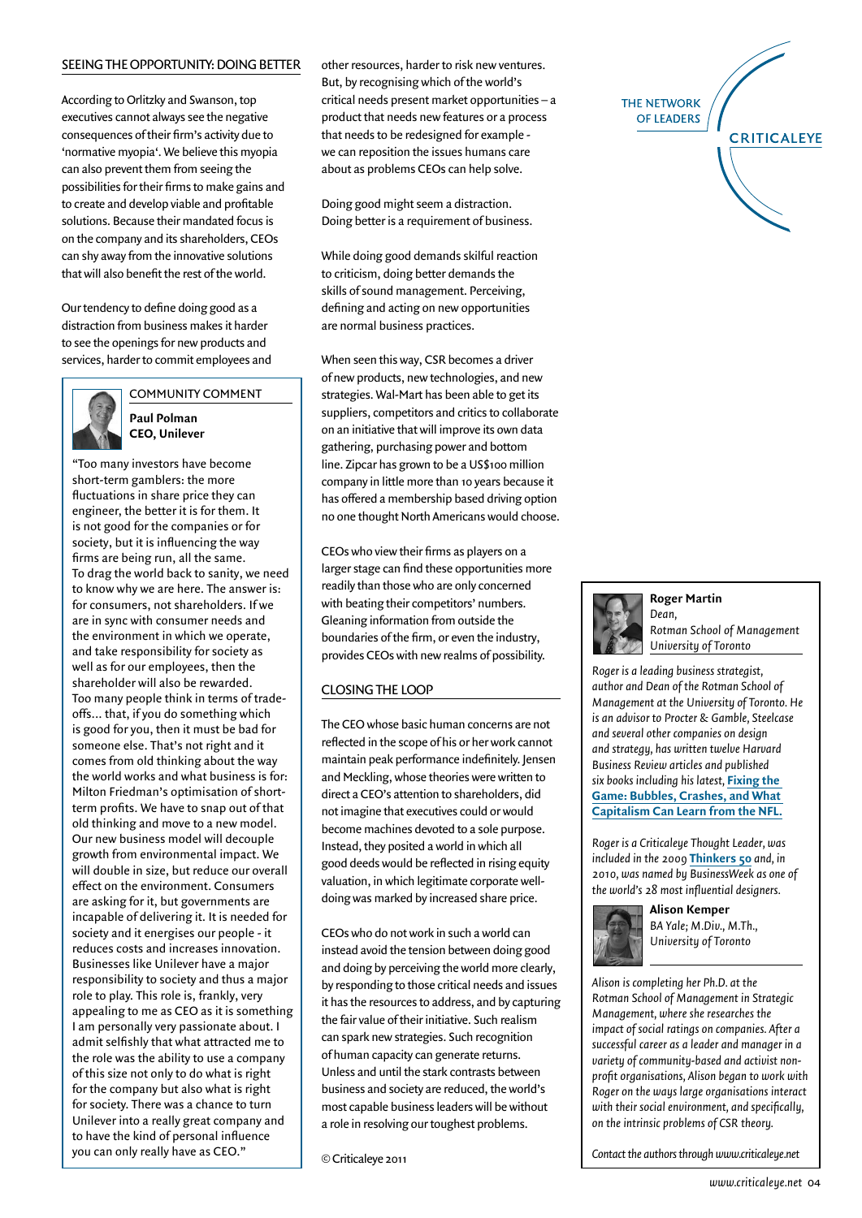## SEEING THE OPPORTUNITY: DOING BETTER

According to Orlitzky and Swanson, top executives cannot always see the negative consequences of their firm's activity due to 'normative myopia'. We believe this myopia can also prevent them from seeing the possibilities for their firms to make gains and to create and develop viable and profitable solutions. Because their mandated focus is on the company and its shareholders, CEOs can shy away from the innovative solutions that will also benefit the rest of the world.

Our tendency to define doing good as a distraction from business makes it harder to see the openings for new products and services, harder to commit employees and other resources, harder to risk new ventures. But, by recognising which of the world's critical needs present market opportunities – a product that needs new features or a process that needs to be redesigned for example - we can reposition the issues humans care about as problems CEOs can help solve.

Doing good might seem a distraction. Doing better is a requirement of business.

While doing good demands skilful reaction to criticism, doing better demands the skills of sound management. Perceiving, defining and acting on new opportunities are normal business practices.

When seen this way, CSR becomes a driver of new products, new technologies, and new strategies. Wal-Mart has been able to get its suppliers, competitors and critics to collaborate on an initiative that will improve its own data gathering, purchasing power and bottom line. Zipcar has grown to be a US$100 million company in little more than 10 years because it has offered a membership based driving option no one thought North Americans would choose.

CEOs who view their firms as players on a larger stage can find these opportunities more readily than those who are only concerned with beating their competitors' numbers. Gleaning information from outside the boundaries of the firm, or even the industry, provides CEOs with new realms of possibility.

## CLOSING THE LOOP

The CEO whose basic human concerns are not reflected in the scope of his or her work cannot maintain peak performance indefinitely. Jensen and Meckling, whose theories were written to direct a CEO's attention to shareholders, did not imagine that executives could or would become machines devoted to a sole purpose. Instead, they posited a world in which all good deeds would be reflected in rising equity valuation, in which legitimate corporate well-doing was marked by increased share price.

CEOs who do not work in such a world can instead avoid the tension between doing good and doing by perceiving the world more clearly, by responding to those critical needs and issues it has the resources to address, and by capturing the fair value of their initiative. Such realism can spark new strategies. Such recognition of human capacity can generate returns. Unless and until the stark contrasts between business and society are reduced, the world's most capable business leaders will be without a role in resolving our toughest problems.

© Criticaleye 2011

---

### COMMUNITY COMMENT

**Paul Polman**
**CEO, Unilever**

"Too many investors have become short-term gamblers: the more fluctuations in share price they can engineer, the better it is for them. It is not good for the companies or for society, but it is influencing the way firms are being run, all the same.
To drag the world back to sanity, we need to know why we are here. The answer is: for consumers, not shareholders. If we are in sync with consumer needs and the environment in which we operate, and take responsibility for society as well as for our employees, then the shareholder will also be rewarded.
Too many people think in terms of trade-offs... that, if you do something which is good for you, then it must be bad for someone else. That's not right and it comes from old thinking about the way the world works and what business is for: Milton Friedman's optimisation of short-term profits. We have to snap out of that old thinking and move to a new model.
Our new business model will decouple growth from environmental impact. We will double in size, but reduce our overall effect on the environment. Consumers are asking for it, but governments are incapable of delivering it. It is needed for society and it energises our people - it reduces costs and increases innovation.
Businesses like Unilever have a major responsibility to society and thus a major role to play. This role is, frankly, very appealing to me as CEO as it is something I am personally very passionate about. I admit selfishly that what attracted me to the role was the ability to use a company of this size not only to do what is right for the company but also what is right for society. There was a chance to turn Unilever into a really great company and to have the kind of personal influence you can only really have as CEO."

---

THE NETWORK OF LEADERS
CRITICALEYE

---

**Roger Martin**
*Dean,*
*Rotman School of Management*
*University of Toronto*

*Roger is a leading business strategist, author and Dean of the Rotman School of Management at the University of Toronto. He is an advisor to Procter & Gamble, Steelcase and several other companies on design and strategy, has written twelve Harvard Business Review articles and published six books including his latest,* **Fixing the Game: Bubbles, Crashes, and What Capitalism Can Learn from the NFL.**

*Roger is a Criticaleye Thought Leader, was included in the 2009* **Thinkers 50** *and, in 2010, was named by BusinessWeek as one of the world's 28 most influential designers.*

**Alison Kemper**
BA Yale; M.Div., M.Th.,
University of Toronto

*Alison is completing her Ph.D. at the Rotman School of Management in Strategic Management, where she researches the impact of social ratings on companies. After a successful career as a leader and manager in a variety of community-based and activist non-profit organisations, Alison began to work with Roger on the ways large organisations interact with their social environment, and specifically, on the intrinsic problems of CSR theory.*

*Contact the authors through www.criticaleye.net*